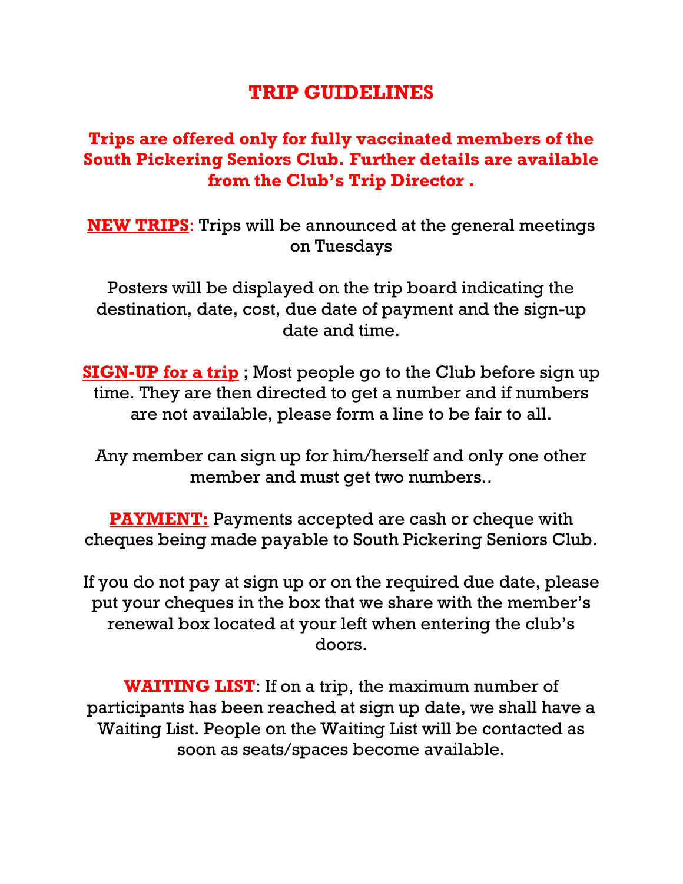# TRIP GUIDELINES

**Trips are offered only for fully vaccinated members of the South Pickering Seniors Club. Further details are available from the Club's Trip Director .**

**NEW TRIPS**: Trips will be announced at the general meetings on Tuesdays

Posters will be displayed on the trip board indicating the destination, date, cost, due date of payment and the sign-up date and time.

**SIGN-UP for a trip** ; Most people go to the Club before sign up time. They are then directed to get a number and if numbers are not available, please form a line to be fair to all.

Any member can sign up for him/herself and only one other member and must get two numbers..

**PAYMENT:** Payments accepted are cash or cheque with cheques being made payable to South Pickering Seniors Club.

If you do not pay at sign up or on the required due date, please put your cheques in the box that we share with the member's renewal box located at your left when entering the club's doors.

**WAITING LIST**: If on a trip, the maximum number of participants has been reached at sign up date, we shall have a Waiting List. People on the Waiting List will be contacted as soon as seats/spaces become available.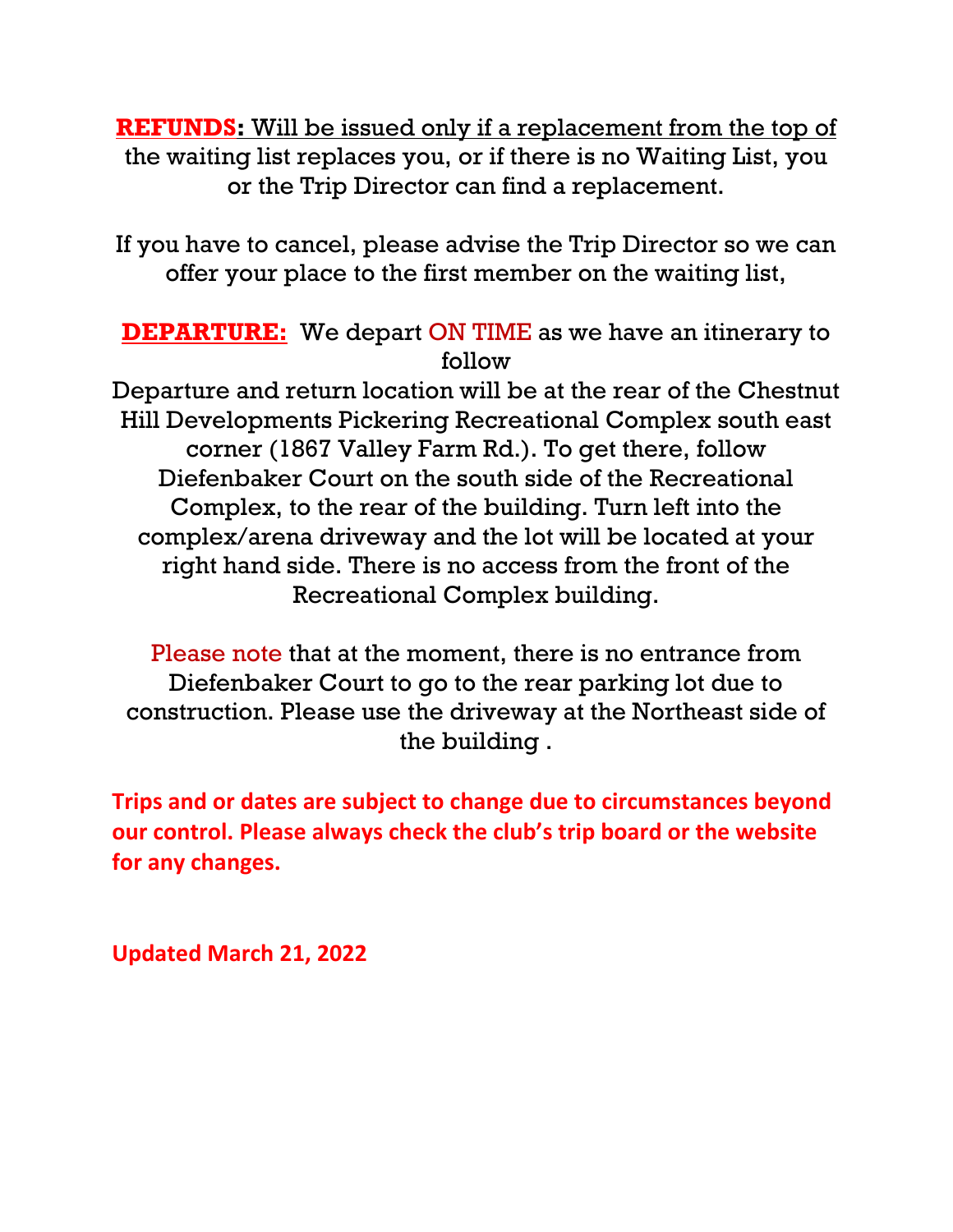**REFUNDS:** Will be issued only if a replacement from the top of the waiting list replaces you, or if there is no Waiting List, you or the Trip Director can find a replacement.

If you have to cancel, please advise the Trip Director so we can offer your place to the first member on the waiting list,

**DEPARTURE:** We depart ON TIME as we have an itinerary to follow

Departure and return location will be at the rear of the Chestnut Hill Developments Pickering Recreational Complex south east corner (1867 Valley Farm Rd.). To get there, follow Diefenbaker Court on the south side of the Recreational Complex, to the rear of the building. Turn left into the complex/arena driveway and the lot will be located at your right hand side. There is no access from the front of the Recreational Complex building.

Please note that at the moment, there is no entrance from Diefenbaker Court to go to the rear parking lot due to construction. Please use the driveway at the Northeast side of the building .

**Trips and or dates are subject to change due to circumstances beyond our control. Please always check the club's trip board or the website for any changes.**

**Updated March 21, 2022**